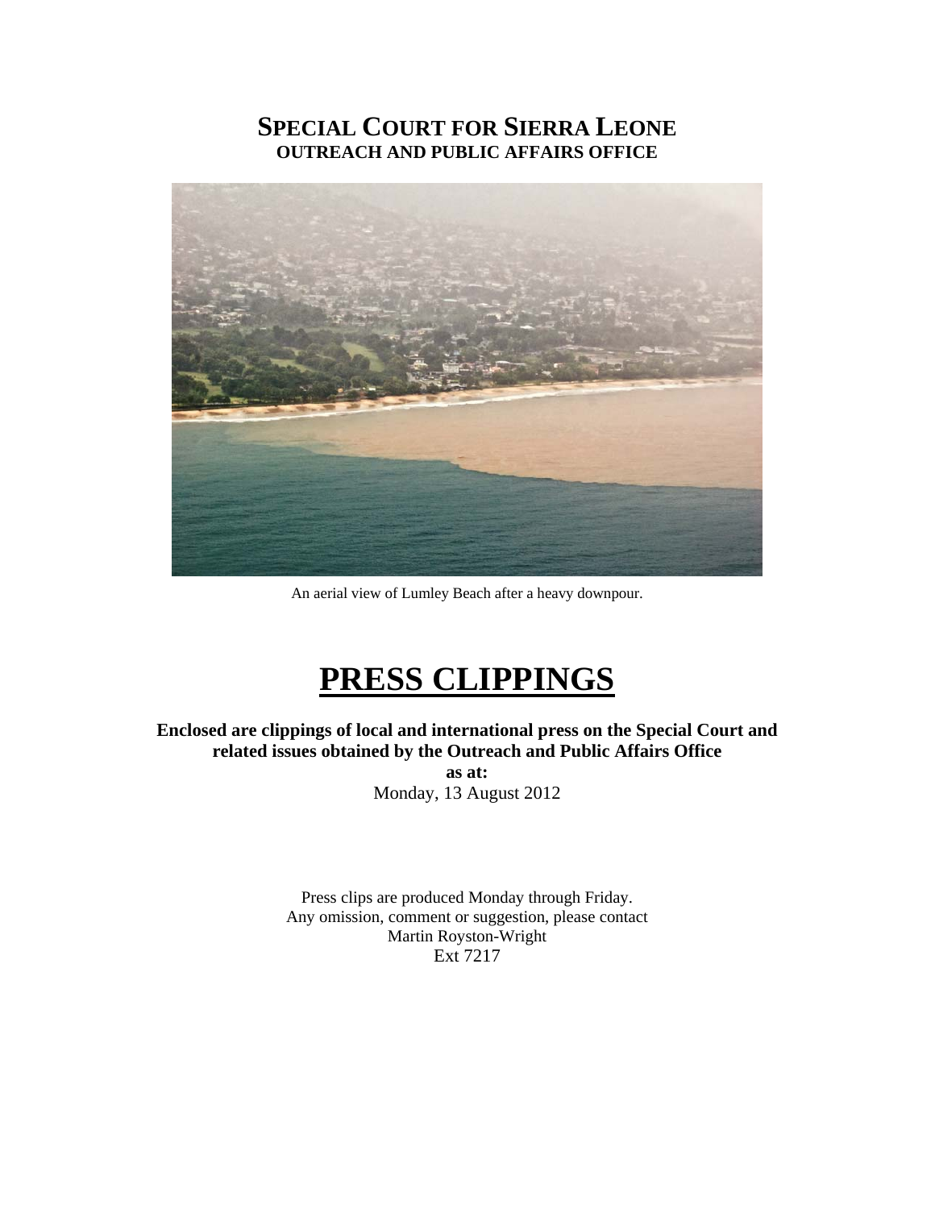# SPECIAL COURT FOR SIERRA LEONE
## OUTREACH AND PUBLIC AFFAIRS OFFICE

An aerial view of Lumley Beach after a heavy downpour.

# PRESS CLIPPINGS

**Enclosed are clippings of local and international press on the Special Court and related issues obtained by the Outreach and Public Affairs Office as at:**

Monday, 13 August 2012

Press clips are produced Monday through Friday.
Any omission, comment or suggestion, please contact
Martin Royston-Wright
Ext 7217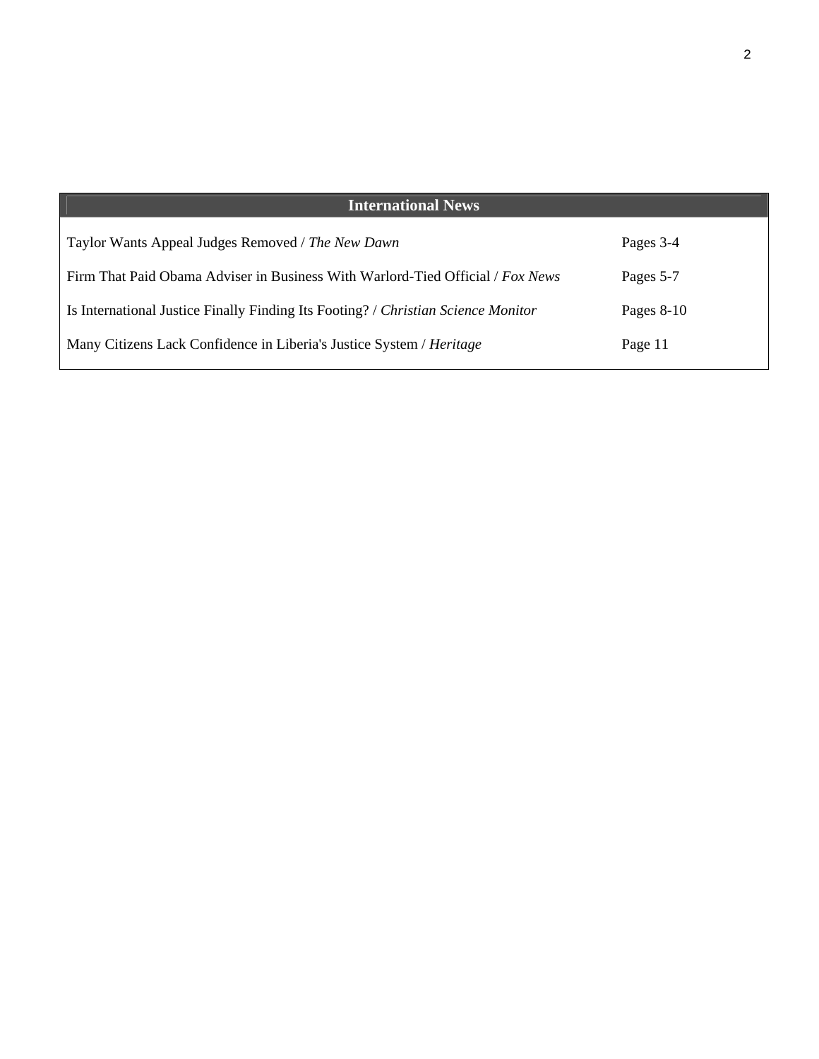| International News | |
|---|---|
| Taylor Wants Appeal Judges Removed / *The New Dawn* | Pages 3-4 |
| Firm That Paid Obama Adviser in Business With Warlord-Tied Official / *Fox News* | Pages 5-7 |
| Is International Justice Finally Finding Its Footing? / *Christian Science Monitor* | Pages 8-10 |
| Many Citizens Lack Confidence in Liberia's Justice System / *Heritage* | Page 11 |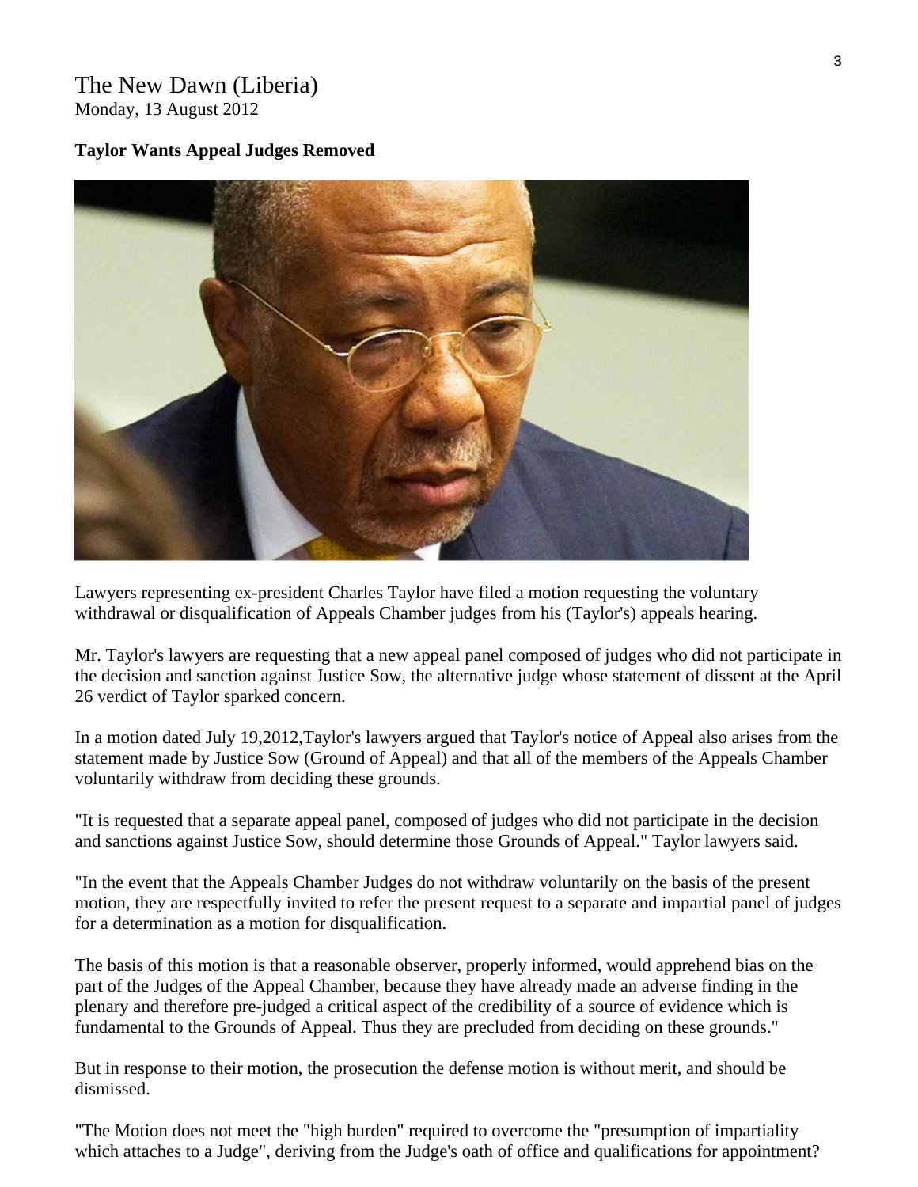The New Dawn (Liberia)
Monday, 13 August 2012

**Taylor Wants Appeal Judges Removed**

Lawyers representing ex-president Charles Taylor have filed a motion requesting the voluntary withdrawal or disqualification of Appeals Chamber judges from his (Taylor's) appeals hearing.

Mr. Taylor's lawyers are requesting that a new appeal panel composed of judges who did not participate in the decision and sanction against Justice Sow, the alternative judge whose statement of dissent at the April 26 verdict of Taylor sparked concern.

In a motion dated July 19,2012,Taylor's lawyers argued that Taylor's notice of Appeal also arises from the statement made by Justice Sow (Ground of Appeal) and that all of the members of the Appeals Chamber voluntarily withdraw from deciding these grounds.

"It is requested that a separate appeal panel, composed of judges who did not participate in the decision and sanctions against Justice Sow, should determine those Grounds of Appeal." Taylor lawyers said.

"In the event that the Appeals Chamber Judges do not withdraw voluntarily on the basis of the present motion, they are respectfully invited to refer the present request to a separate and impartial panel of judges for a determination as a motion for disqualification.

The basis of this motion is that a reasonable observer, properly informed, would apprehend bias on the part of the Judges of the Appeal Chamber, because they have already made an adverse finding in the plenary and therefore pre-judged a critical aspect of the credibility of a source of evidence which is fundamental to the Grounds of Appeal. Thus they are precluded from deciding on these grounds."

But in response to their motion, the prosecution the defense motion is without merit, and should be dismissed.

"The Motion does not meet the "high burden" required to overcome the "presumption of impartiality which attaches to a Judge", deriving from the Judge's oath of office and qualifications for appointment?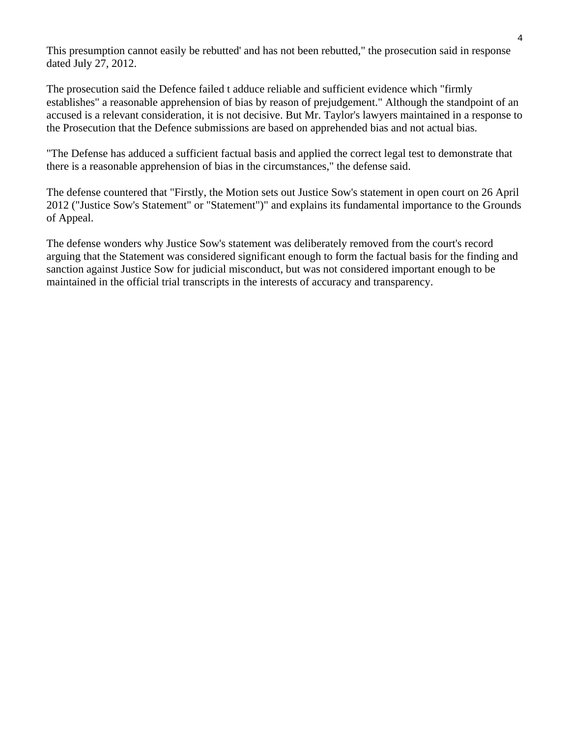This presumption cannot easily be rebutted' and has not been rebutted," the prosecution said in response dated July 27, 2012.

The prosecution said the Defence failed t adduce reliable and sufficient evidence which "firmly establishes" a reasonable apprehension of bias by reason of prejudgement." Although the standpoint of an accused is a relevant consideration, it is not decisive. But Mr. Taylor's lawyers maintained in a response to the Prosecution that the Defence submissions are based on apprehended bias and not actual bias.

"The Defense has adduced a sufficient factual basis and applied the correct legal test to demonstrate that there is a reasonable apprehension of bias in the circumstances," the defense said.

The defense countered that "Firstly, the Motion sets out Justice Sow's statement in open court on 26 April 2012 ("Justice Sow's Statement" or "Statement")" and explains its fundamental importance to the Grounds of Appeal.

The defense wonders why Justice Sow's statement was deliberately removed from the court's record arguing that the Statement was considered significant enough to form the factual basis for the finding and sanction against Justice Sow for judicial misconduct, but was not considered important enough to be maintained in the official trial transcripts in the interests of accuracy and transparency.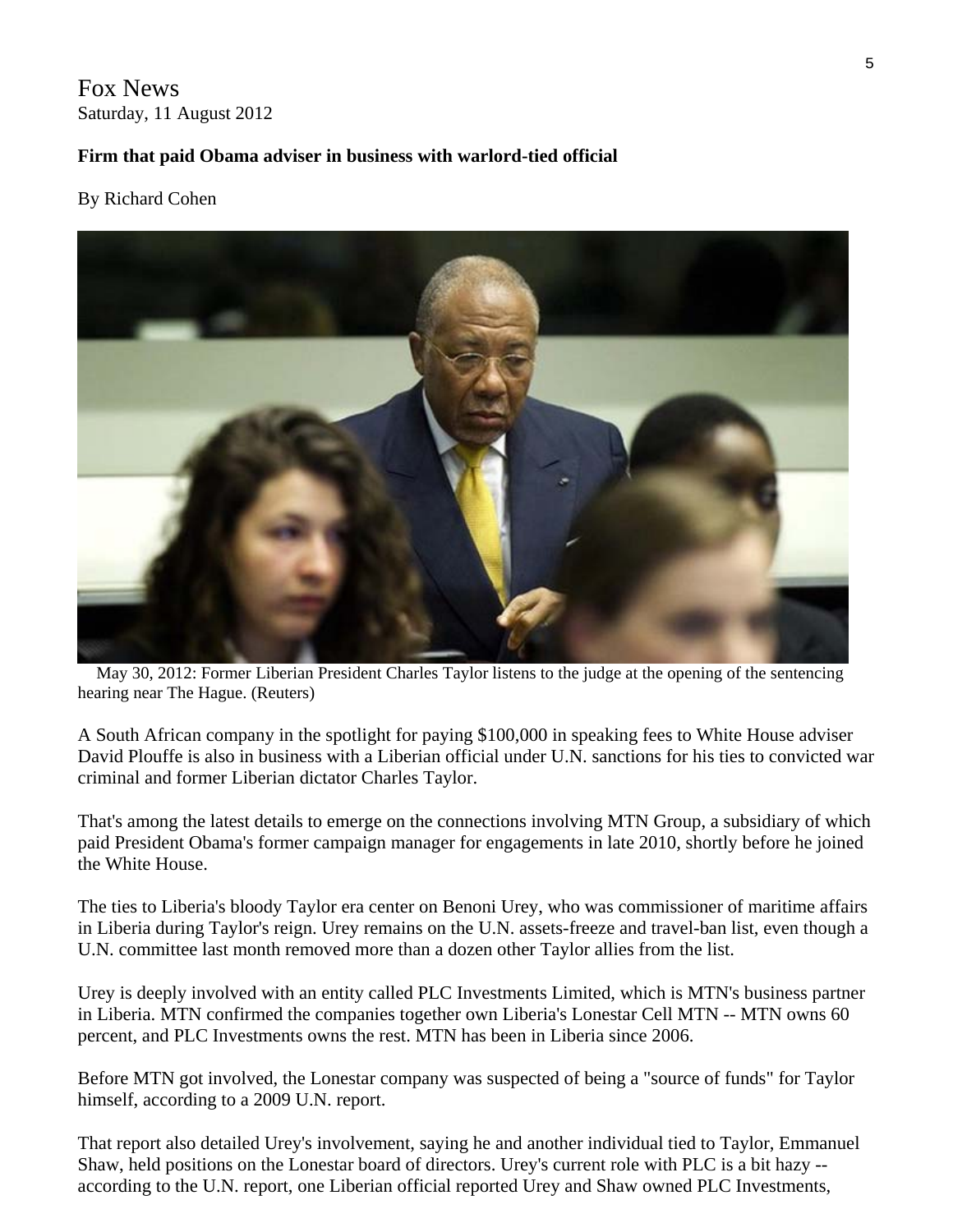Fox News
Saturday, 11 August 2012

**Firm that paid Obama adviser in business with warlord-tied official**

By Richard Cohen

May 30, 2012: Former Liberian President Charles Taylor listens to the judge at the opening of the sentencing hearing near The Hague. (Reuters)

A South African company in the spotlight for paying $100,000 in speaking fees to White House adviser David Plouffe is also in business with a Liberian official under U.N. sanctions for his ties to convicted war criminal and former Liberian dictator Charles Taylor.

That's among the latest details to emerge on the connections involving MTN Group, a subsidiary of which paid President Obama's former campaign manager for engagements in late 2010, shortly before he joined the White House.

The ties to Liberia's bloody Taylor era center on Benoni Urey, who was commissioner of maritime affairs in Liberia during Taylor's reign. Urey remains on the U.N. assets-freeze and travel-ban list, even though a U.N. committee last month removed more than a dozen other Taylor allies from the list.

Urey is deeply involved with an entity called PLC Investments Limited, which is MTN's business partner in Liberia. MTN confirmed the companies together own Liberia's Lonestar Cell MTN -- MTN owns 60 percent, and PLC Investments owns the rest. MTN has been in Liberia since 2006.

Before MTN got involved, the Lonestar company was suspected of being a "source of funds" for Taylor himself, according to a 2009 U.N. report.

That report also detailed Urey's involvement, saying he and another individual tied to Taylor, Emmanuel Shaw, held positions on the Lonestar board of directors. Urey's current role with PLC is a bit hazy -- according to the U.N. report, one Liberian official reported Urey and Shaw owned PLC Investments,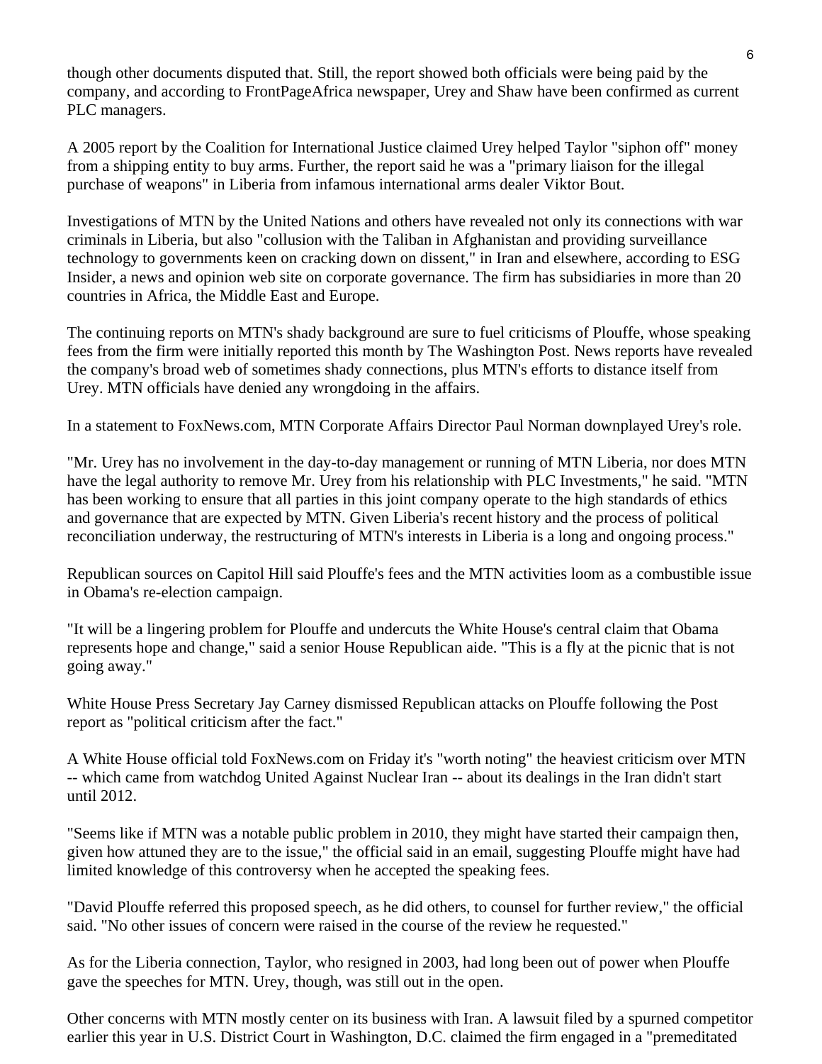though other documents disputed that. Still, the report showed both officials were being paid by the company, and according to FrontPageAfrica newspaper, Urey and Shaw have been confirmed as current PLC managers.

A 2005 report by the Coalition for International Justice claimed Urey helped Taylor "siphon off" money from a shipping entity to buy arms. Further, the report said he was a "primary liaison for the illegal purchase of weapons" in Liberia from infamous international arms dealer Viktor Bout.

Investigations of MTN by the United Nations and others have revealed not only its connections with war criminals in Liberia, but also "collusion with the Taliban in Afghanistan and providing surveillance technology to governments keen on cracking down on dissent," in Iran and elsewhere, according to ESG Insider, a news and opinion web site on corporate governance. The firm has subsidiaries in more than 20 countries in Africa, the Middle East and Europe.

The continuing reports on MTN's shady background are sure to fuel criticisms of Plouffe, whose speaking fees from the firm were initially reported this month by The Washington Post. News reports have revealed the company's broad web of sometimes shady connections, plus MTN's efforts to distance itself from Urey. MTN officials have denied any wrongdoing in the affairs.

In a statement to FoxNews.com, MTN Corporate Affairs Director Paul Norman downplayed Urey's role.

"Mr. Urey has no involvement in the day-to-day management or running of MTN Liberia, nor does MTN have the legal authority to remove Mr. Urey from his relationship with PLC Investments," he said. "MTN has been working to ensure that all parties in this joint company operate to the high standards of ethics and governance that are expected by MTN. Given Liberia's recent history and the process of political reconciliation underway, the restructuring of MTN's interests in Liberia is a long and ongoing process."

Republican sources on Capitol Hill said Plouffe's fees and the MTN activities loom as a combustible issue in Obama's re-election campaign.

"It will be a lingering problem for Plouffe and undercuts the White House's central claim that Obama represents hope and change," said a senior House Republican aide. "This is a fly at the picnic that is not going away."

White House Press Secretary Jay Carney dismissed Republican attacks on Plouffe following the Post report as "political criticism after the fact."

A White House official told FoxNews.com on Friday it's "worth noting" the heaviest criticism over MTN -- which came from watchdog United Against Nuclear Iran -- about its dealings in the Iran didn't start until 2012.

"Seems like if MTN was a notable public problem in 2010, they might have started their campaign then, given how attuned they are to the issue," the official said in an email, suggesting Plouffe might have had limited knowledge of this controversy when he accepted the speaking fees.

"David Plouffe referred this proposed speech, as he did others, to counsel for further review," the official said. "No other issues of concern were raised in the course of the review he requested."

As for the Liberia connection, Taylor, who resigned in 2003, had long been out of power when Plouffe gave the speeches for MTN. Urey, though, was still out in the open.

Other concerns with MTN mostly center on its business with Iran. A lawsuit filed by a spurned competitor earlier this year in U.S. District Court in Washington, D.C. claimed the firm engaged in a "premeditated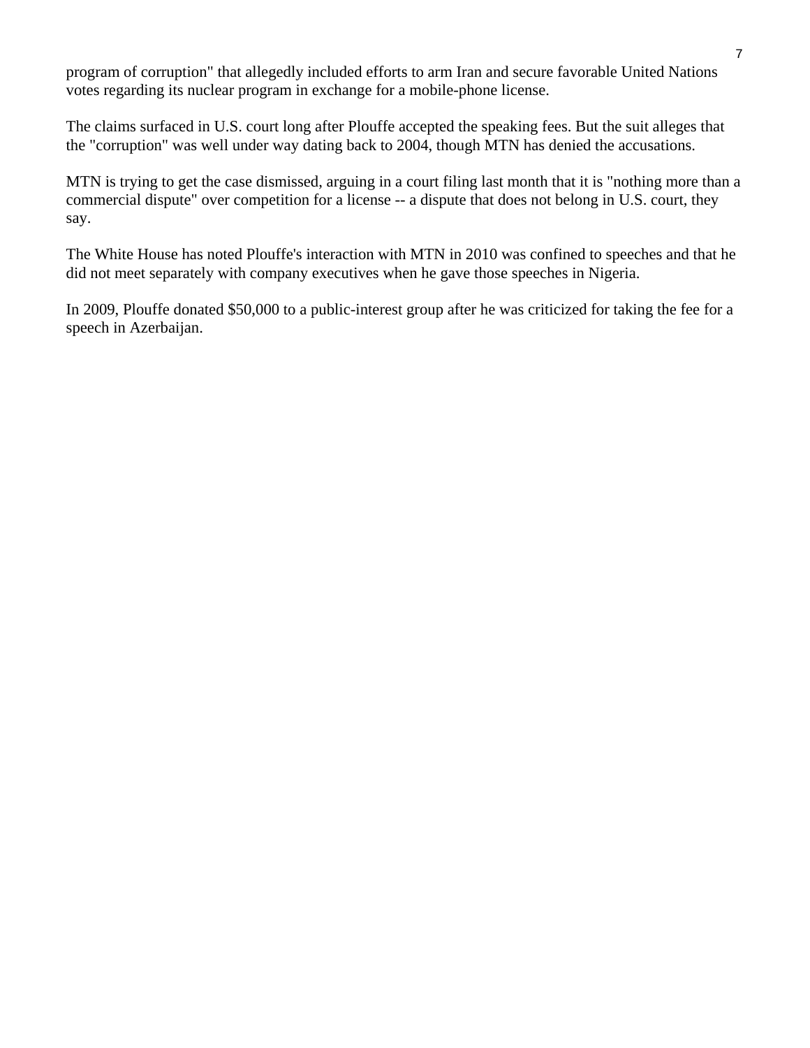program of corruption" that allegedly included efforts to arm Iran and secure favorable United Nations votes regarding its nuclear program in exchange for a mobile-phone license.

The claims surfaced in U.S. court long after Plouffe accepted the speaking fees. But the suit alleges that the "corruption" was well under way dating back to 2004, though MTN has denied the accusations.

MTN is trying to get the case dismissed, arguing in a court filing last month that it is "nothing more than a commercial dispute" over competition for a license -- a dispute that does not belong in U.S. court, they say.

The White House has noted Plouffe's interaction with MTN in 2010 was confined to speeches and that he did not meet separately with company executives when he gave those speeches in Nigeria.

In 2009, Plouffe donated $50,000 to a public-interest group after he was criticized for taking the fee for a speech in Azerbaijan.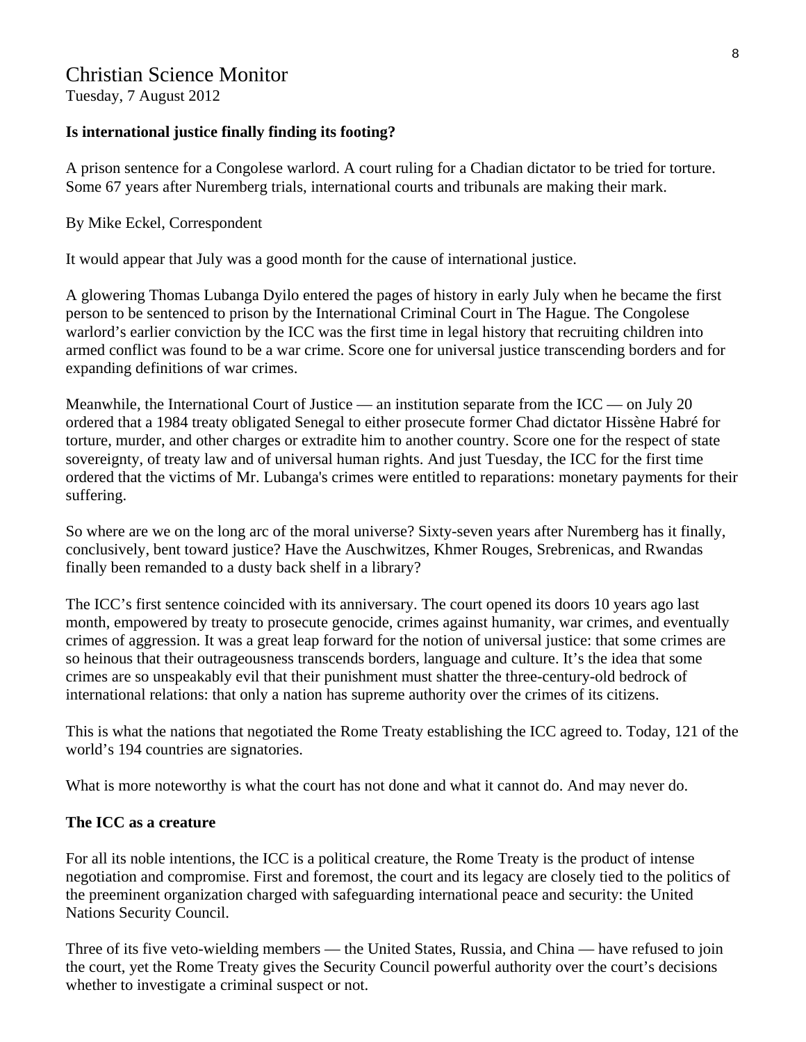# Christian Science Monitor

Tuesday, 7 August 2012

**Is international justice finally finding its footing?**

A prison sentence for a Congolese warlord. A court ruling for a Chadian dictator to be tried for torture. Some 67 years after Nuremberg trials, international courts and tribunals are making their mark.

By Mike Eckel, Correspondent

It would appear that July was a good month for the cause of international justice.

A glowering Thomas Lubanga Dyilo entered the pages of history in early July when he became the first person to be sentenced to prison by the International Criminal Court in The Hague. The Congolese warlord's earlier conviction by the ICC was the first time in legal history that recruiting children into armed conflict was found to be a war crime. Score one for universal justice transcending borders and for expanding definitions of war crimes.

Meanwhile, the International Court of Justice — an institution separate from the ICC — on July 20 ordered that a 1984 treaty obligated Senegal to either prosecute former Chad dictator Hissène Habré for torture, murder, and other charges or extradite him to another country. Score one for the respect of state sovereignty, of treaty law and of universal human rights. And just Tuesday, the ICC for the first time ordered that the victims of Mr. Lubanga's crimes were entitled to reparations: monetary payments for their suffering.

So where are we on the long arc of the moral universe? Sixty-seven years after Nuremberg has it finally, conclusively, bent toward justice? Have the Auschwitzes, Khmer Rouges, Srebrenicas, and Rwandas finally been remanded to a dusty back shelf in a library?

The ICC's first sentence coincided with its anniversary. The court opened its doors 10 years ago last month, empowered by treaty to prosecute genocide, crimes against humanity, war crimes, and eventually crimes of aggression. It was a great leap forward for the notion of universal justice: that some crimes are so heinous that their outrageousness transcends borders, language and culture. It's the idea that some crimes are so unspeakably evil that their punishment must shatter the three-century-old bedrock of international relations: that only a nation has supreme authority over the crimes of its citizens.

This is what the nations that negotiated the Rome Treaty establishing the ICC agreed to. Today, 121 of the world's 194 countries are signatories.

What is more noteworthy is what the court has not done and what it cannot do. And may never do.

**The ICC as a creature**

For all its noble intentions, the ICC is a political creature, the Rome Treaty is the product of intense negotiation and compromise. First and foremost, the court and its legacy are closely tied to the politics of the preeminent organization charged with safeguarding international peace and security: the United Nations Security Council.

Three of its five veto-wielding members — the United States, Russia, and China — have refused to join the court, yet the Rome Treaty gives the Security Council powerful authority over the court's decisions whether to investigate a criminal suspect or not.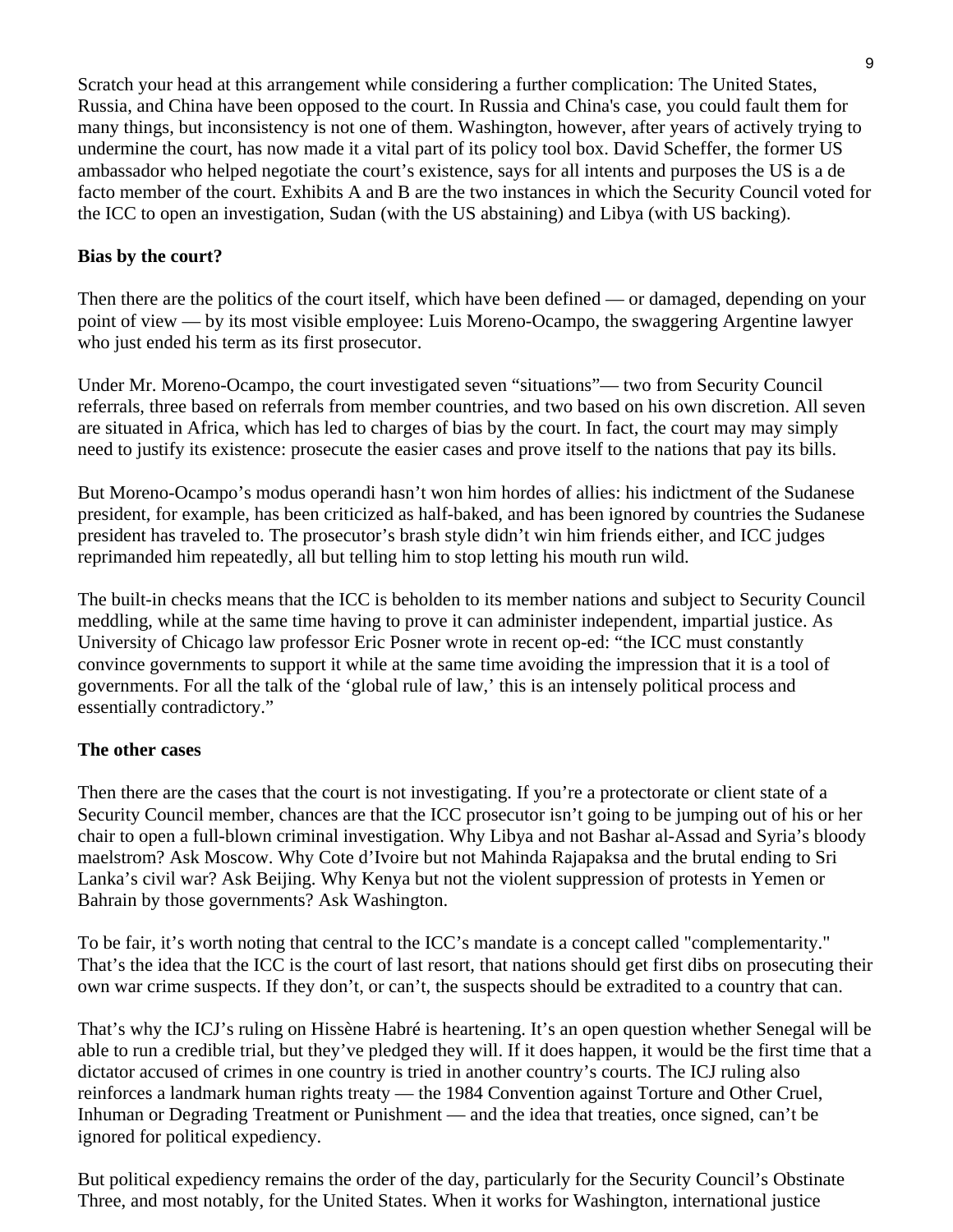Scratch your head at this arrangement while considering a further complication: The United States, Russia, and China have been opposed to the court. In Russia and China's case, you could fault them for many things, but inconsistency is not one of them. Washington, however, after years of actively trying to undermine the court, has now made it a vital part of its policy tool box. David Scheffer, the former US ambassador who helped negotiate the court's existence, says for all intents and purposes the US is a de facto member of the court. Exhibits A and B are the two instances in which the Security Council voted for the ICC to open an investigation, Sudan (with the US abstaining) and Libya (with US backing).

**Bias by the court?**

Then there are the politics of the court itself, which have been defined — or damaged, depending on your point of view — by its most visible employee: Luis Moreno-Ocampo, the swaggering Argentine lawyer who just ended his term as its first prosecutor.

Under Mr. Moreno-Ocampo, the court investigated seven "situations"— two from Security Council referrals, three based on referrals from member countries, and two based on his own discretion. All seven are situated in Africa, which has led to charges of bias by the court. In fact, the court may may simply need to justify its existence: prosecute the easier cases and prove itself to the nations that pay its bills.

But Moreno-Ocampo's modus operandi hasn't won him hordes of allies: his indictment of the Sudanese president, for example, has been criticized as half-baked, and has been ignored by countries the Sudanese president has traveled to. The prosecutor's brash style didn't win him friends either, and ICC judges reprimanded him repeatedly, all but telling him to stop letting his mouth run wild.

The built-in checks means that the ICC is beholden to its member nations and subject to Security Council meddling, while at the same time having to prove it can administer independent, impartial justice. As University of Chicago law professor Eric Posner wrote in recent op-ed: "the ICC must constantly convince governments to support it while at the same time avoiding the impression that it is a tool of governments. For all the talk of the 'global rule of law,' this is an intensely political process and essentially contradictory."

**The other cases**

Then there are the cases that the court is not investigating. If you're a protectorate or client state of a Security Council member, chances are that the ICC prosecutor isn't going to be jumping out of his or her chair to open a full-blown criminal investigation. Why Libya and not Bashar al-Assad and Syria's bloody maelstrom? Ask Moscow. Why Cote d'Ivoire but not Mahinda Rajapaksa and the brutal ending to Sri Lanka's civil war? Ask Beijing. Why Kenya but not the violent suppression of protests in Yemen or Bahrain by those governments? Ask Washington.

To be fair, it's worth noting that central to the ICC's mandate is a concept called "complementarity." That's the idea that the ICC is the court of last resort, that nations should get first dibs on prosecuting their own war crime suspects. If they don't, or can't, the suspects should be extradited to a country that can.

That's why the ICJ's ruling on Hissène Habré is heartening. It's an open question whether Senegal will be able to run a credible trial, but they've pledged they will. If it does happen, it would be the first time that a dictator accused of crimes in one country is tried in another country's courts. The ICJ ruling also reinforces a landmark human rights treaty — the 1984 Convention against Torture and Other Cruel, Inhuman or Degrading Treatment or Punishment — and the idea that treaties, once signed, can't be ignored for political expediency.

But political expediency remains the order of the day, particularly for the Security Council's Obstinate Three, and most notably, for the United States. When it works for Washington, international justice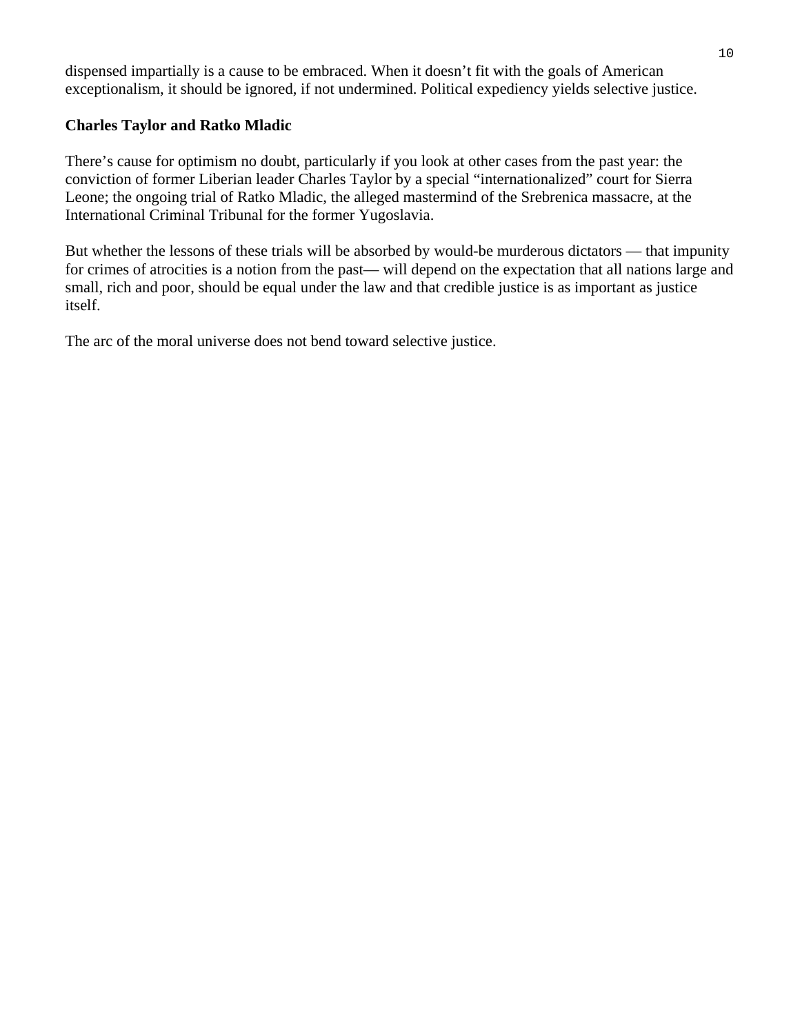dispensed impartially is a cause to be embraced. When it doesn't fit with the goals of American exceptionalism, it should be ignored, if not undermined. Political expediency yields selective justice.

**Charles Taylor and Ratko Mladic**

There's cause for optimism no doubt, particularly if you look at other cases from the past year: the conviction of former Liberian leader Charles Taylor by a special "internationalized" court for Sierra Leone; the ongoing trial of Ratko Mladic, the alleged mastermind of the Srebrenica massacre, at the International Criminal Tribunal for the former Yugoslavia.

But whether the lessons of these trials will be absorbed by would-be murderous dictators — that impunity for crimes of atrocities is a notion from the past— will depend on the expectation that all nations large and small, rich and poor, should be equal under the law and that credible justice is as important as justice itself.

The arc of the moral universe does not bend toward selective justice.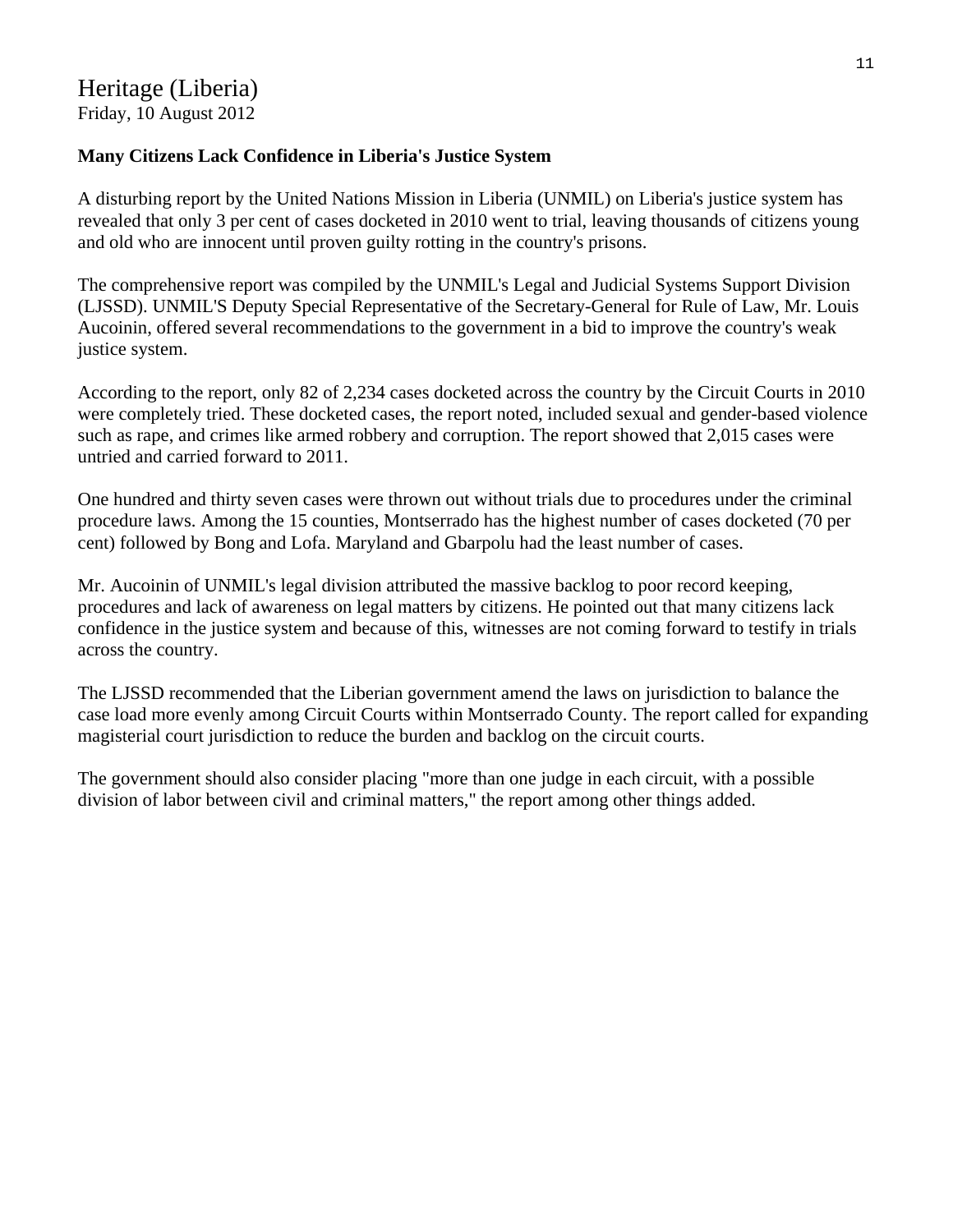Heritage (Liberia)
Friday, 10 August 2012

**Many Citizens Lack Confidence in Liberia's Justice System**

A disturbing report by the United Nations Mission in Liberia (UNMIL) on Liberia's justice system has revealed that only 3 per cent of cases docketed in 2010 went to trial, leaving thousands of citizens young and old who are innocent until proven guilty rotting in the country's prisons.

The comprehensive report was compiled by the UNMIL's Legal and Judicial Systems Support Division (LJSSD). UNMIL'S Deputy Special Representative of the Secretary-General for Rule of Law, Mr. Louis Aucoinin, offered several recommendations to the government in a bid to improve the country's weak justice system.

According to the report, only 82 of 2,234 cases docketed across the country by the Circuit Courts in 2010 were completely tried. These docketed cases, the report noted, included sexual and gender-based violence such as rape, and crimes like armed robbery and corruption. The report showed that 2,015 cases were untried and carried forward to 2011.

One hundred and thirty seven cases were thrown out without trials due to procedures under the criminal procedure laws. Among the 15 counties, Montserrado has the highest number of cases docketed (70 per cent) followed by Bong and Lofa. Maryland and Gbarpolu had the least number of cases.

Mr. Aucoinin of UNMIL's legal division attributed the massive backlog to poor record keeping, procedures and lack of awareness on legal matters by citizens. He pointed out that many citizens lack confidence in the justice system and because of this, witnesses are not coming forward to testify in trials across the country.

The LJSSD recommended that the Liberian government amend the laws on jurisdiction to balance the case load more evenly among Circuit Courts within Montserrado County. The report called for expanding magisterial court jurisdiction to reduce the burden and backlog on the circuit courts.

The government should also consider placing "more than one judge in each circuit, with a possible division of labor between civil and criminal matters," the report among other things added.